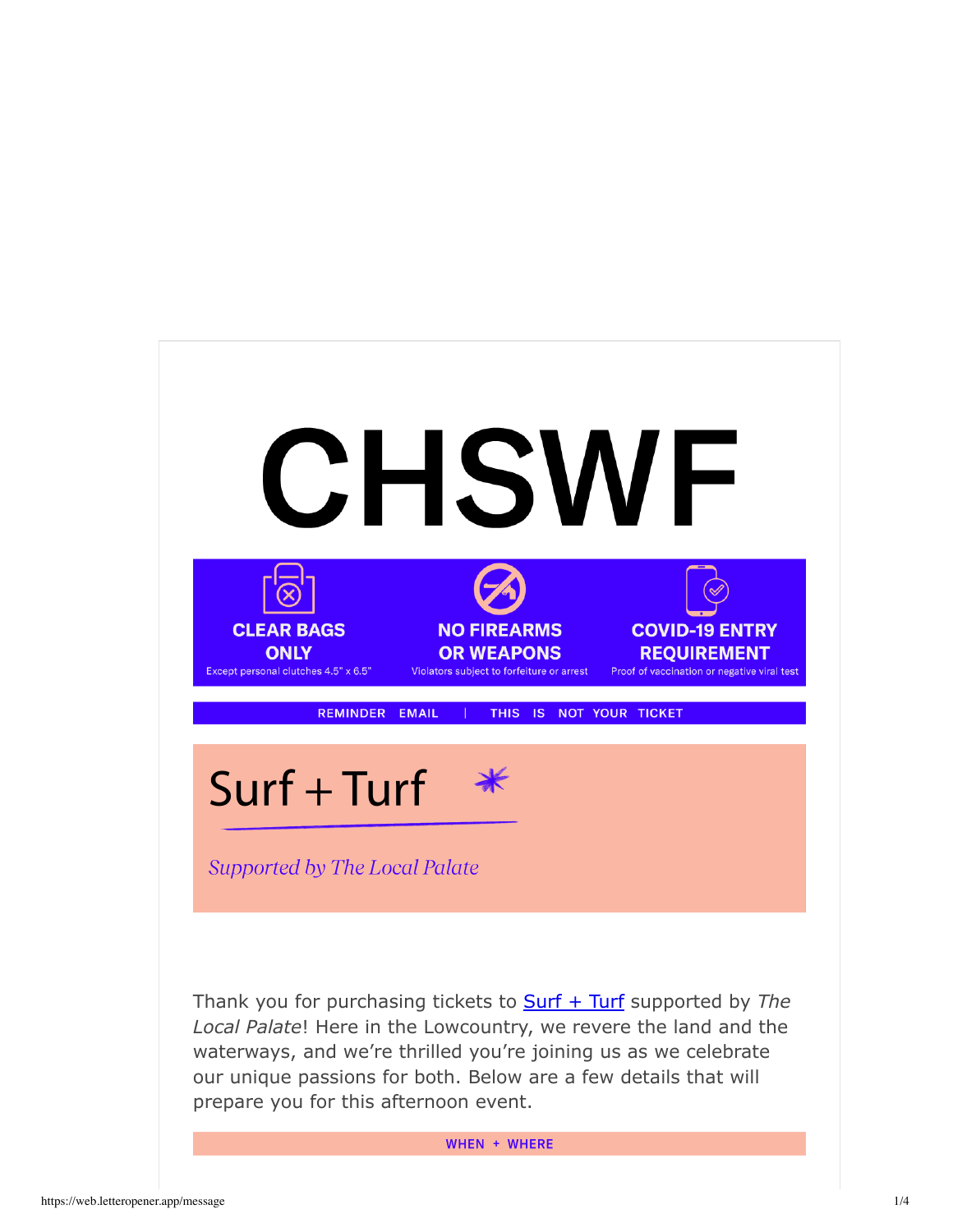# CHSWF

**CLEAR BAGS ONLY**
Except personal clutches 4.5" x 6.5"

**NO FIREARMS OR WEAPONS**
Violators subject to forfeiture or arrest

**COVID-19 ENTRY REQUIREMENT**
Proof of vaccination or negative viral test

REMINDER EMAIL | THIS IS NOT YOUR TICKET

## Surf + Turf

*Supported by The Local Palate*

Thank you for purchasing tickets to [Surf + Turf]() supported by *The Local Palate*! Here in the Lowcountry, we revere the land and the waterways, and we're thrilled you're joining us as we celebrate our unique passions for both. Below are a few details that will prepare you for this afternoon event.

**WHEN + WHERE**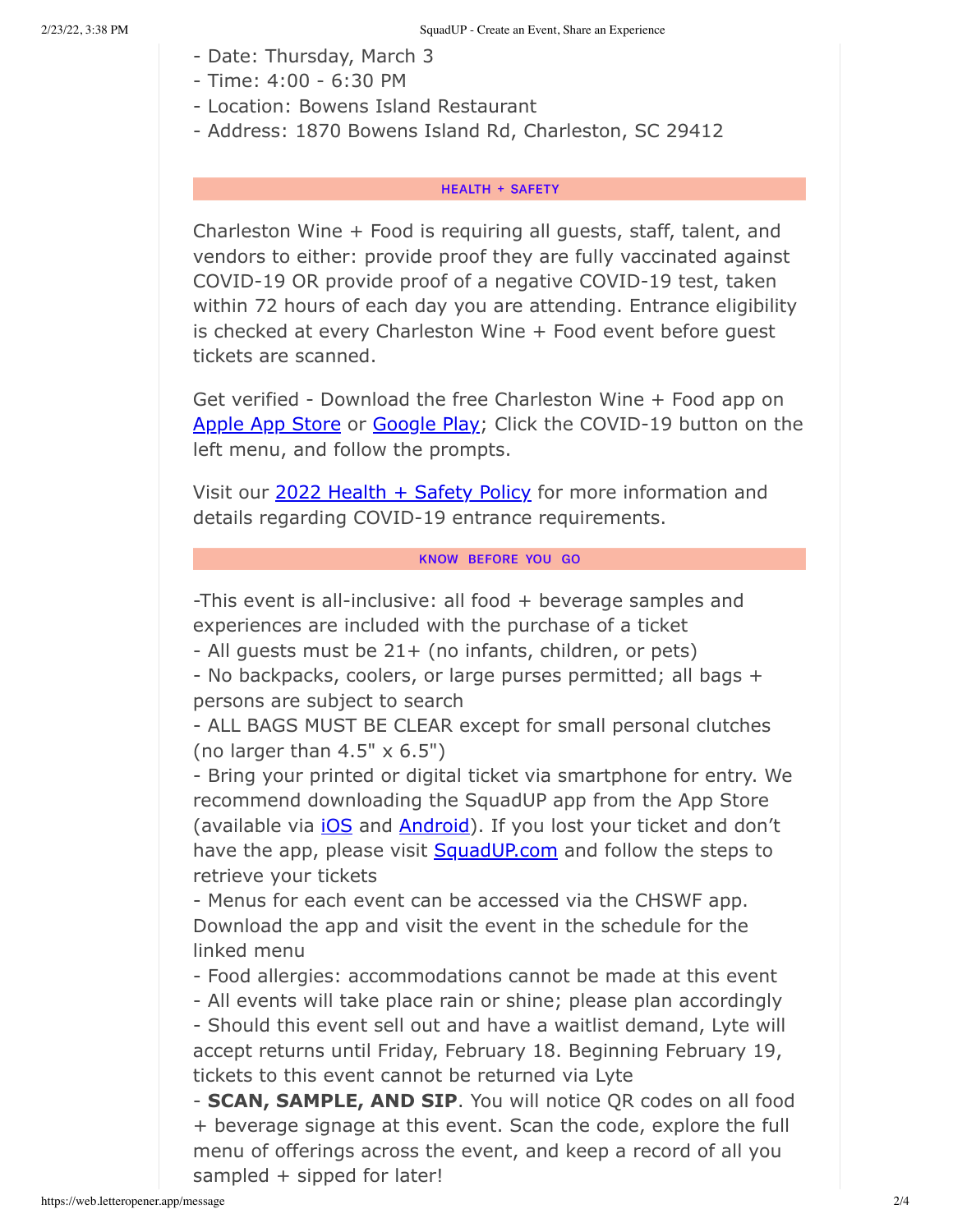- Date: Thursday, March 3
- Time: 4:00 - 6:30 PM
- Location: Bowens Island Restaurant
- Address: 1870 Bowens Island Rd, Charleston, SC 29412

## HEALTH + SAFETY

Charleston Wine + Food is requiring all guests, staff, talent, and vendors to either: provide proof they are fully vaccinated against COVID-19 OR provide proof of a negative COVID-19 test, taken within 72 hours of each day you are attending. Entrance eligibility is checked at every Charleston Wine + Food event before guest tickets are scanned.

Get verified - Download the free Charleston Wine + Food app on Apple App Store or Google Play; Click the COVID-19 button on the left menu, and follow the prompts.

Visit our 2022 Health + Safety Policy for more information and details regarding COVID-19 entrance requirements.

## KNOW BEFORE YOU GO

-This event is all-inclusive: all food + beverage samples and experiences are included with the purchase of a ticket
- All guests must be 21+ (no infants, children, or pets)
- No backpacks, coolers, or large purses permitted; all bags + persons are subject to search
- ALL BAGS MUST BE CLEAR except for small personal clutches (no larger than 4.5" x 6.5")
- Bring your printed or digital ticket via smartphone for entry. We recommend downloading the SquadUP app from the App Store (available via iOS and Android). If you lost your ticket and don't have the app, please visit SquadUP.com and follow the steps to retrieve your tickets
- Menus for each event can be accessed via the CHSWF app. Download the app and visit the event in the schedule for the linked menu
- Food allergies: accommodations cannot be made at this event
- All events will take place rain or shine; please plan accordingly
- Should this event sell out and have a waitlist demand, Lyte will accept returns until Friday, February 18. Beginning February 19, tickets to this event cannot be returned via Lyte
- **SCAN, SAMPLE, AND SIP**. You will notice QR codes on all food + beverage signage at this event. Scan the code, explore the full menu of offerings across the event, and keep a record of all you sampled + sipped for later!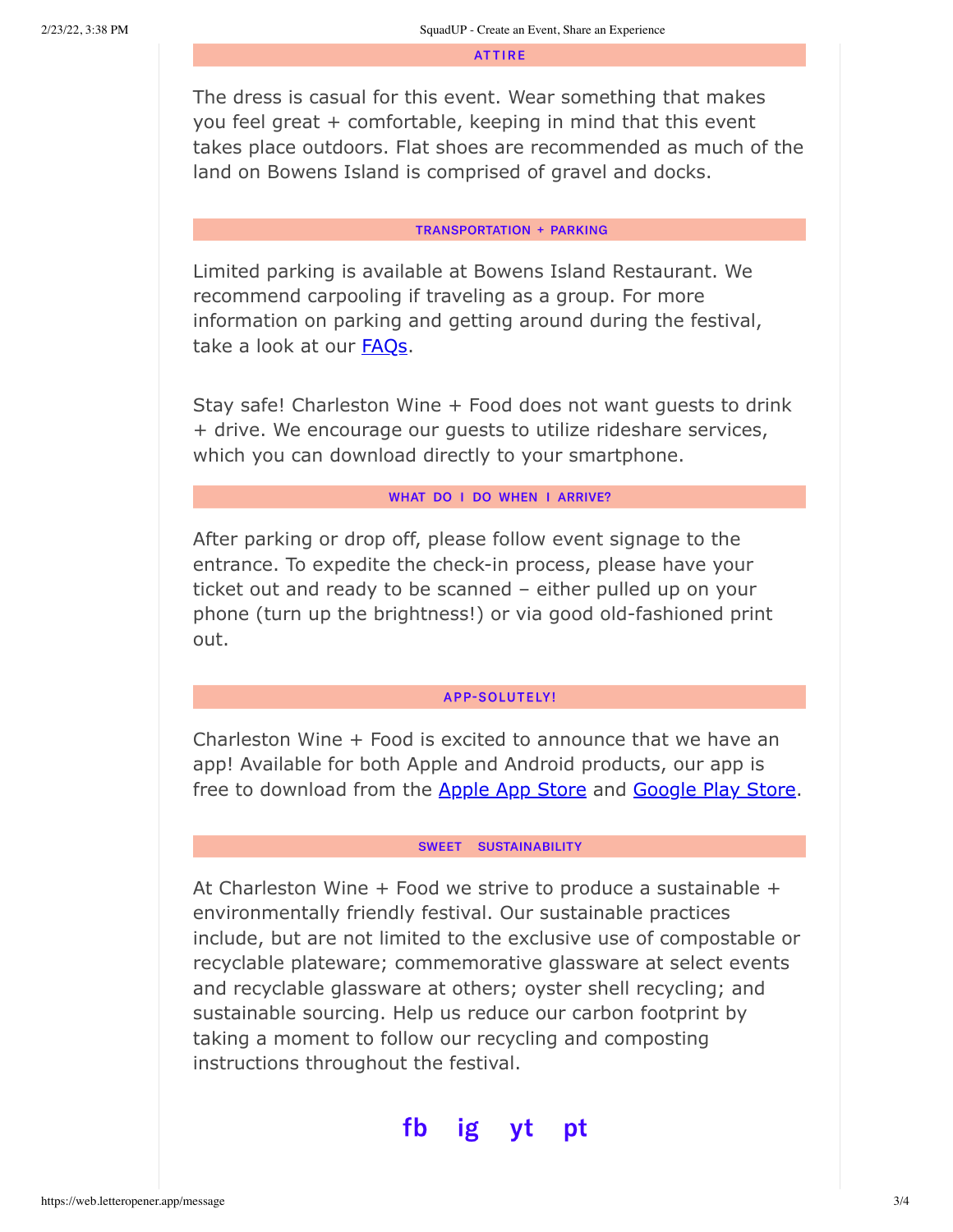## ATTIRE

The dress is casual for this event. Wear something that makes you feel great + comfortable, keeping in mind that this event takes place outdoors. Flat shoes are recommended as much of the land on Bowens Island is comprised of gravel and docks.

## TRANSPORTATION + PARKING

Limited parking is available at Bowens Island Restaurant. We recommend carpooling if traveling as a group. For more information on parking and getting around during the festival, take a look at our FAQs.

Stay safe! Charleston Wine + Food does not want guests to drink + drive. We encourage our guests to utilize rideshare services, which you can download directly to your smartphone.

## WHAT DO I DO WHEN I ARRIVE?

After parking or drop off, please follow event signage to the entrance. To expedite the check-in process, please have your ticket out and ready to be scanned – either pulled up on your phone (turn up the brightness!) or via good old-fashioned print out.

## APP-SOLUTELY!

Charleston Wine + Food is excited to announce that we have an app! Available for both Apple and Android products, our app is free to download from the Apple App Store and Google Play Store.

## SWEET SUSTAINABILITY

At Charleston Wine + Food we strive to produce a sustainable + environmentally friendly festival. Our sustainable practices include, but are not limited to the exclusive use of compostable or recyclable plateware; commemorative glassware at select events and recyclable glassware at others; oyster shell recycling; and sustainable sourcing. Help us reduce our carbon footprint by taking a moment to follow our recycling and composting instructions throughout the festival.

fb ig yt pt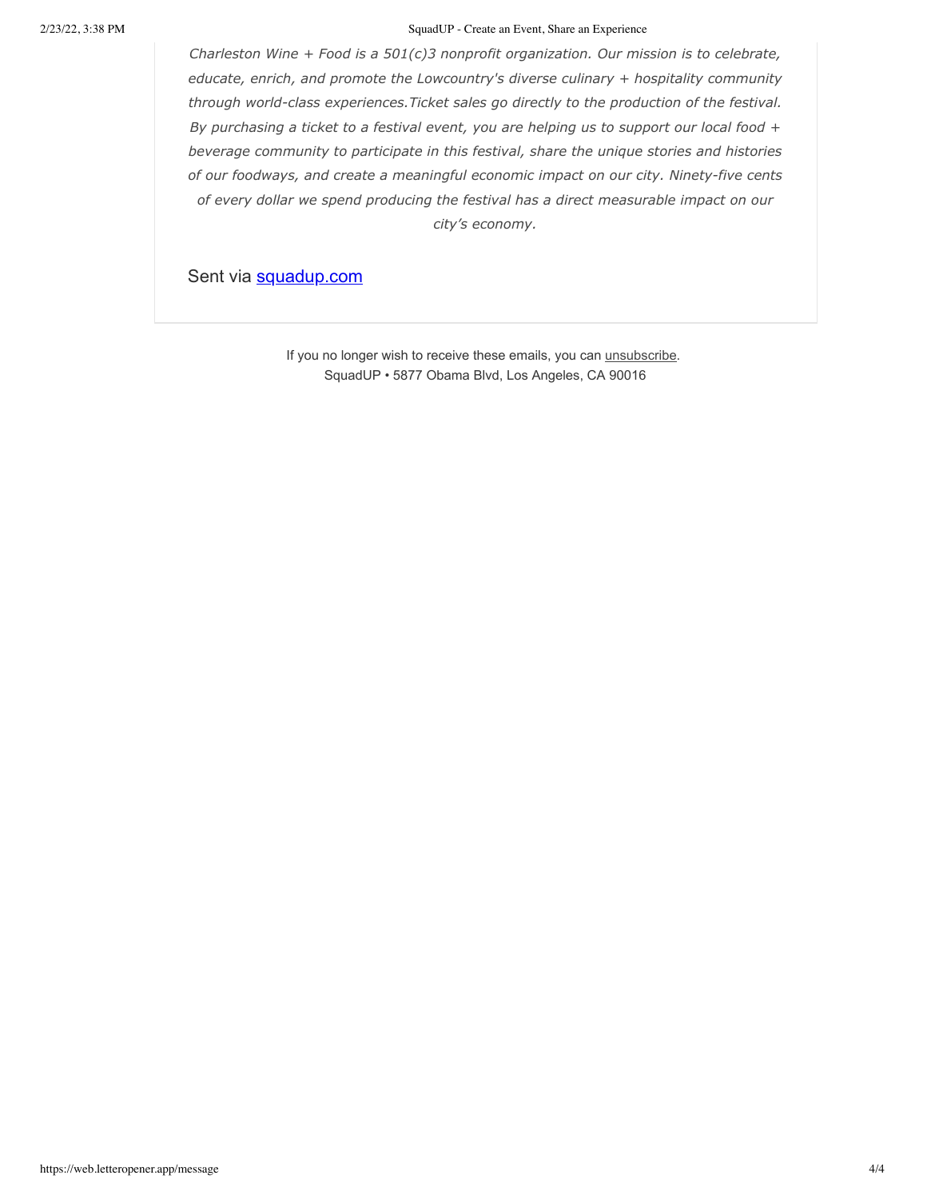*Charleston Wine + Food is a 501(c)3 nonprofit organization. Our mission is to celebrate, educate, enrich, and promote the Lowcountry's diverse culinary + hospitality community through world-class experiences.Ticket sales go directly to the production of the festival. By purchasing a ticket to a festival event, you are helping us to support our local food + beverage community to participate in this festival, share the unique stories and histories of our foodways, and create a meaningful economic impact on our city. Ninety-five cents of every dollar we spend producing the festival has a direct measurable impact on our city's economy.*

Sent via [squadup.com](squadup.com)

If you no longer wish to receive these emails, you can unsubscribe.
SquadUP • 5877 Obama Blvd, Los Angeles, CA 90016